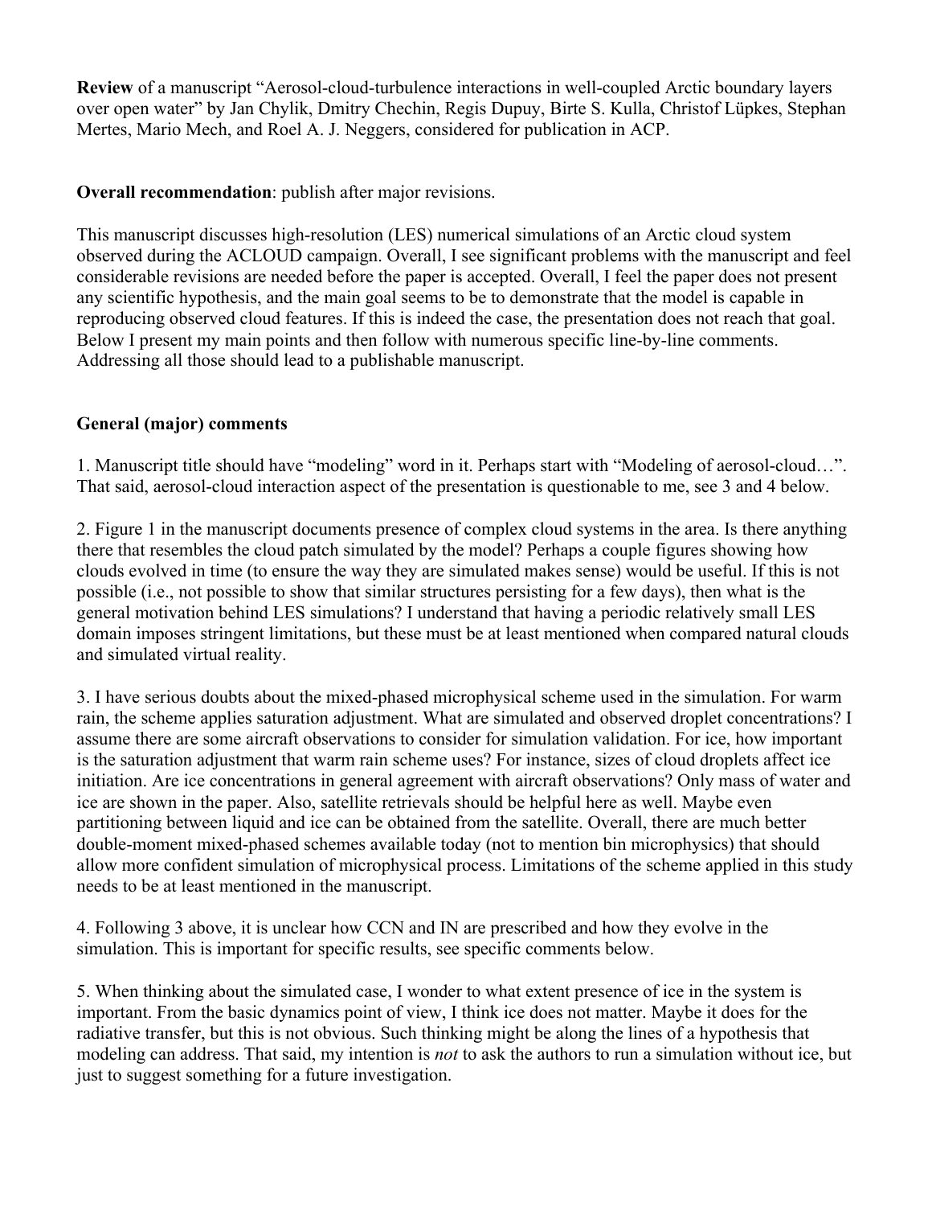**Review** of a manuscript "Aerosol-cloud-turbulence interactions in well-coupled Arctic boundary layers over open water" by Jan Chylik, Dmitry Chechin, Regis Dupuy, Birte S. Kulla, Christof Lüpkes, Stephan Mertes, Mario Mech, and Roel A. J. Neggers, considered for publication in ACP.

**Overall recommendation**: publish after major revisions.

This manuscript discusses high-resolution (LES) numerical simulations of an Arctic cloud system observed during the ACLOUD campaign. Overall, I see significant problems with the manuscript and feel considerable revisions are needed before the paper is accepted. Overall, I feel the paper does not present any scientific hypothesis, and the main goal seems to be to demonstrate that the model is capable in reproducing observed cloud features. If this is indeed the case, the presentation does not reach that goal. Below I present my main points and then follow with numerous specific line-by-line comments. Addressing all those should lead to a publishable manuscript.

**General (major) comments**

1. Manuscript title should have "modeling" word in it. Perhaps start with "Modeling of aerosol-cloud…". That said, aerosol-cloud interaction aspect of the presentation is questionable to me, see 3 and 4 below.

2. Figure 1 in the manuscript documents presence of complex cloud systems in the area. Is there anything there that resembles the cloud patch simulated by the model? Perhaps a couple figures showing how clouds evolved in time (to ensure the way they are simulated makes sense) would be useful. If this is not possible (i.e., not possible to show that similar structures persisting for a few days), then what is the general motivation behind LES simulations? I understand that having a periodic relatively small LES domain imposes stringent limitations, but these must be at least mentioned when compared natural clouds and simulated virtual reality.

3. I have serious doubts about the mixed-phased microphysical scheme used in the simulation. For warm rain, the scheme applies saturation adjustment. What are simulated and observed droplet concentrations? I assume there are some aircraft observations to consider for simulation validation. For ice, how important is the saturation adjustment that warm rain scheme uses? For instance, sizes of cloud droplets affect ice initiation. Are ice concentrations in general agreement with aircraft observations? Only mass of water and ice are shown in the paper. Also, satellite retrievals should be helpful here as well. Maybe even partitioning between liquid and ice can be obtained from the satellite. Overall, there are much better double-moment mixed-phased schemes available today (not to mention bin microphysics) that should allow more confident simulation of microphysical process. Limitations of the scheme applied in this study needs to be at least mentioned in the manuscript.

4. Following 3 above, it is unclear how CCN and IN are prescribed and how they evolve in the simulation. This is important for specific results, see specific comments below.

5. When thinking about the simulated case, I wonder to what extent presence of ice in the system is important. From the basic dynamics point of view, I think ice does not matter. Maybe it does for the radiative transfer, but this is not obvious. Such thinking might be along the lines of a hypothesis that modeling can address. That said, my intention is *not* to ask the authors to run a simulation without ice, but just to suggest something for a future investigation.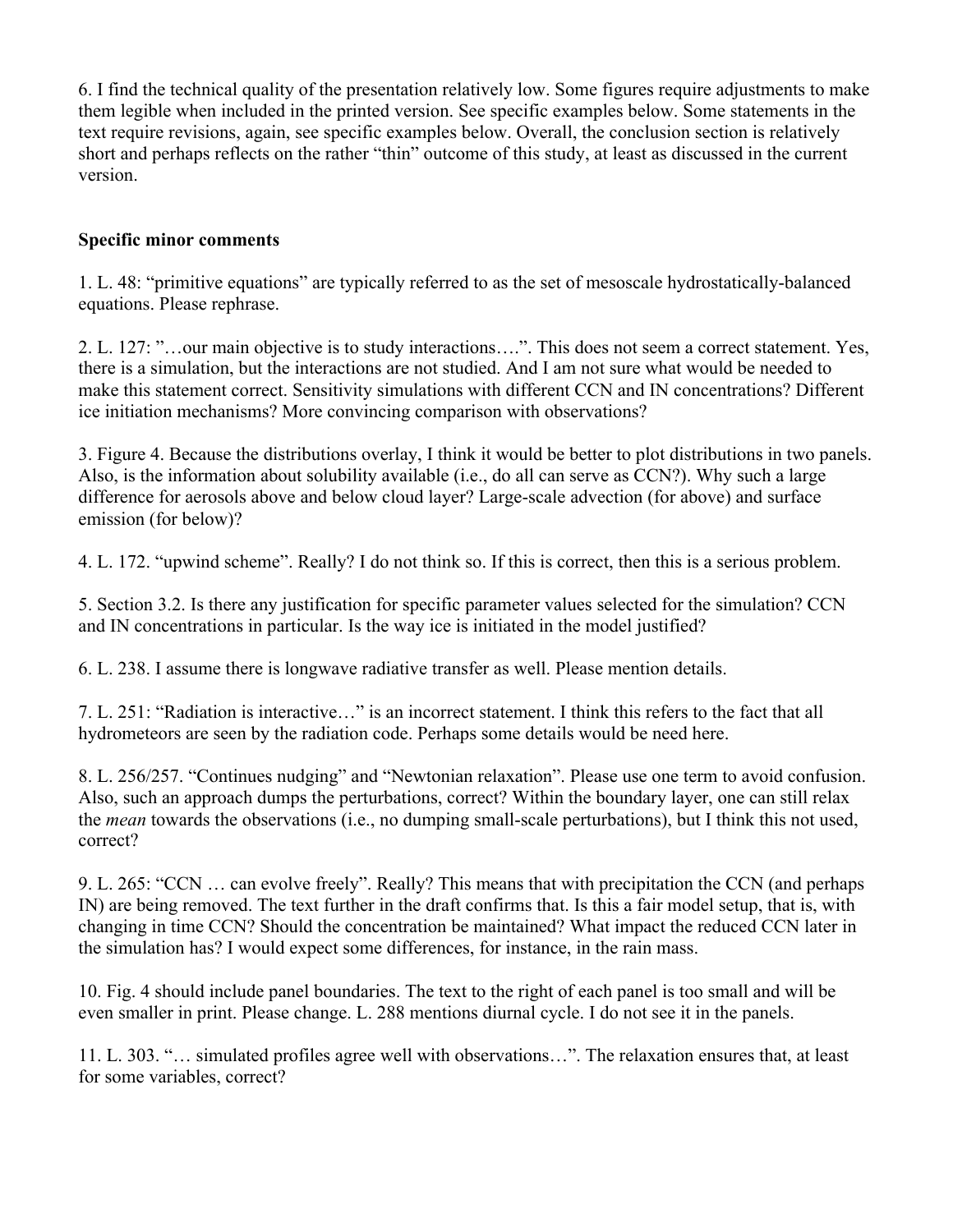6. I find the technical quality of the presentation relatively low. Some figures require adjustments to make them legible when included in the printed version. See specific examples below. Some statements in the text require revisions, again, see specific examples below. Overall, the conclusion section is relatively short and perhaps reflects on the rather "thin" outcome of this study, at least as discussed in the current version.

**Specific minor comments**

1. L. 48: "primitive equations" are typically referred to as the set of mesoscale hydrostatically-balanced equations. Please rephrase.

2. L. 127: "…our main objective is to study interactions….". This does not seem a correct statement. Yes, there is a simulation, but the interactions are not studied. And I am not sure what would be needed to make this statement correct. Sensitivity simulations with different CCN and IN concentrations? Different ice initiation mechanisms? More convincing comparison with observations?

3. Figure 4. Because the distributions overlay, I think it would be better to plot distributions in two panels. Also, is the information about solubility available (i.e., do all can serve as CCN?). Why such a large difference for aerosols above and below cloud layer? Large-scale advection (for above) and surface emission (for below)?

4. L. 172. "upwind scheme". Really? I do not think so. If this is correct, then this is a serious problem.

5. Section 3.2. Is there any justification for specific parameter values selected for the simulation? CCN and IN concentrations in particular. Is the way ice is initiated in the model justified?

6. L. 238. I assume there is longwave radiative transfer as well. Please mention details.

7. L. 251: "Radiation is interactive…" is an incorrect statement. I think this refers to the fact that all hydrometeors are seen by the radiation code. Perhaps some details would be need here.

8. L. 256/257. "Continues nudging" and "Newtonian relaxation". Please use one term to avoid confusion. Also, such an approach dumps the perturbations, correct? Within the boundary layer, one can still relax the *mean* towards the observations (i.e., no dumping small-scale perturbations), but I think this not used, correct?

9. L. 265: "CCN … can evolve freely". Really? This means that with precipitation the CCN (and perhaps IN) are being removed. The text further in the draft confirms that. Is this a fair model setup, that is, with changing in time CCN? Should the concentration be maintained? What impact the reduced CCN later in the simulation has? I would expect some differences, for instance, in the rain mass.

10. Fig. 4 should include panel boundaries. The text to the right of each panel is too small and will be even smaller in print. Please change. L. 288 mentions diurnal cycle. I do not see it in the panels.

11. L. 303. "… simulated profiles agree well with observations…". The relaxation ensures that, at least for some variables, correct?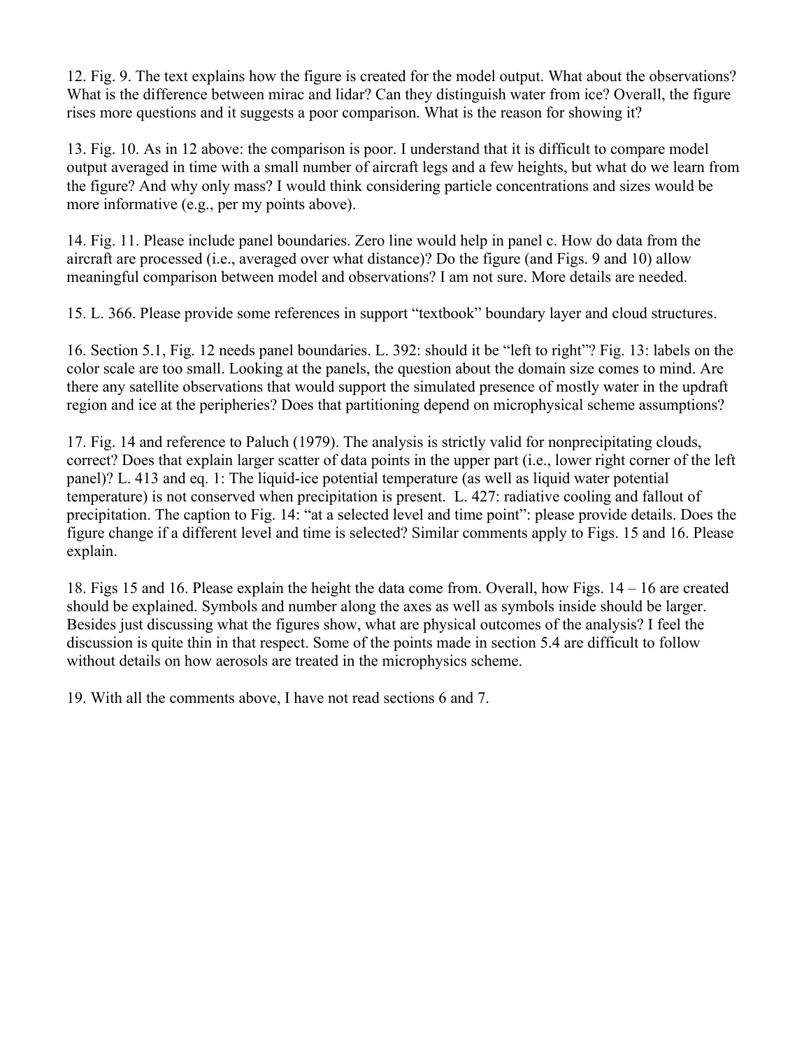12. Fig. 9. The text explains how the figure is created for the model output. What about the observations? What is the difference between mirac and lidar? Can they distinguish water from ice? Overall, the figure rises more questions and it suggests a poor comparison. What is the reason for showing it?

13. Fig. 10. As in 12 above: the comparison is poor. I understand that it is difficult to compare model output averaged in time with a small number of aircraft legs and a few heights, but what do we learn from the figure? And why only mass? I would think considering particle concentrations and sizes would be more informative (e.g., per my points above).

14. Fig. 11. Please include panel boundaries. Zero line would help in panel c. How do data from the aircraft are processed (i.e., averaged over what distance)? Do the figure (and Figs. 9 and 10) allow meaningful comparison between model and observations? I am not sure. More details are needed.

15. L. 366. Please provide some references in support "textbook" boundary layer and cloud structures.

16. Section 5.1, Fig. 12 needs panel boundaries. L. 392: should it be "left to right"? Fig. 13: labels on the color scale are too small. Looking at the panels, the question about the domain size comes to mind. Are there any satellite observations that would support the simulated presence of mostly water in the updraft region and ice at the peripheries? Does that partitioning depend on microphysical scheme assumptions?

17. Fig. 14 and reference to Paluch (1979). The analysis is strictly valid for nonprecipitating clouds, correct? Does that explain larger scatter of data points in the upper part (i.e., lower right corner of the left panel)? L. 413 and eq. 1: The liquid-ice potential temperature (as well as liquid water potential temperature) is not conserved when precipitation is present. L. 427: radiative cooling and fallout of precipitation. The caption to Fig. 14: "at a selected level and time point": please provide details. Does the figure change if a different level and time is selected? Similar comments apply to Figs. 15 and 16. Please explain.

18. Figs 15 and 16. Please explain the height the data come from. Overall, how Figs. 14 – 16 are created should be explained. Symbols and number along the axes as well as symbols inside should be larger. Besides just discussing what the figures show, what are physical outcomes of the analysis? I feel the discussion is quite thin in that respect. Some of the points made in section 5.4 are difficult to follow without details on how aerosols are treated in the microphysics scheme.

19. With all the comments above, I have not read sections 6 and 7.